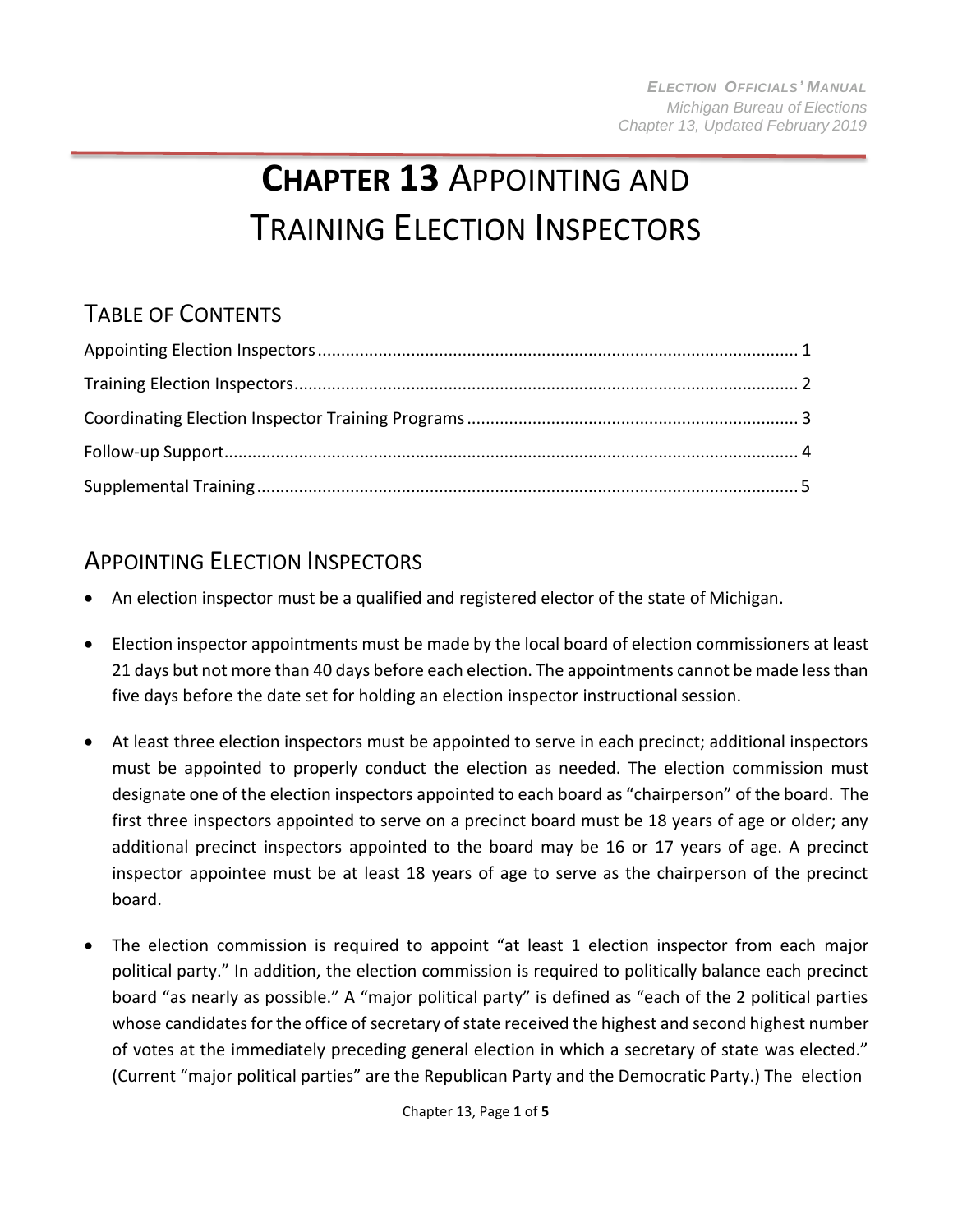# CHAPTER 13 APPOINTING AND TRAINING ELECTION INSPECTORS

## TABLE OF CONTENTS

Appointing Election Inspectors ..... 1
Training Election Inspectors ..... 2
Coordinating Election Inspector Training Programs ..... 3
Follow-up Support ..... 4
Supplemental Training ..... 5

## APPOINTING ELECTION INSPECTORS

- An election inspector must be a qualified and registered elector of the state of Michigan.

- Election inspector appointments must be made by the local board of election commissioners at least 21 days but not more than 40 days before each election. The appointments cannot be made less than five days before the date set for holding an election inspector instructional session.

- At least three election inspectors must be appointed to serve in each precinct; additional inspectors must be appointed to properly conduct the election as needed. The election commission must designate one of the election inspectors appointed to each board as "chairperson" of the board. The first three inspectors appointed to serve on a precinct board must be 18 years of age or older; any additional precinct inspectors appointed to the board may be 16 or 17 years of age. A precinct inspector appointee must be at least 18 years of age to serve as the chairperson of the precinct board.

- The election commission is required to appoint "at least 1 election inspector from each major political party." In addition, the election commission is required to politically balance each precinct board "as nearly as possible." A "major political party" is defined as "each of the 2 political parties whose candidates for the office of secretary of state received the highest and second highest number of votes at the immediately preceding general election in which a secretary of state was elected." (Current "major political parties" are the Republican Party and the Democratic Party.) The election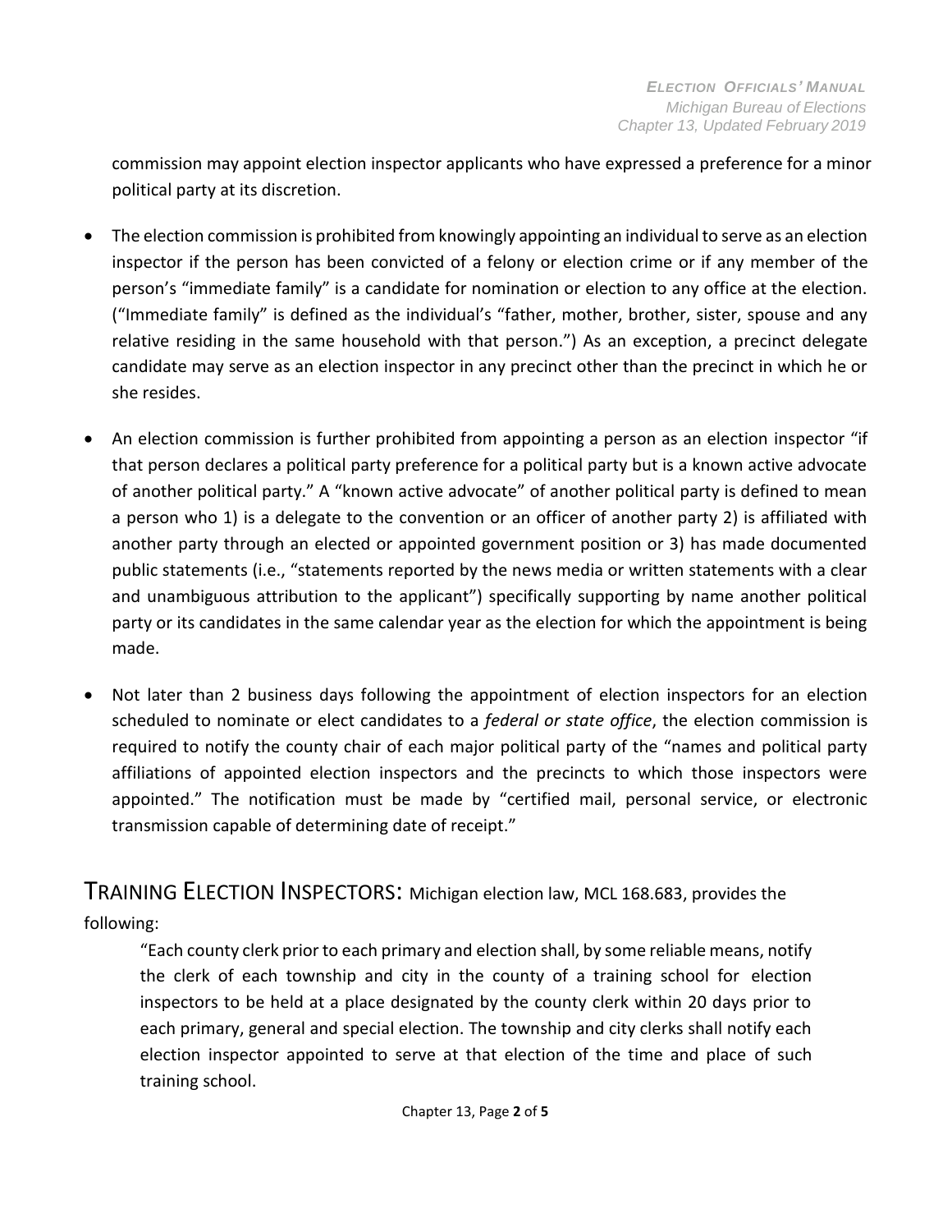commission may appoint election inspector applicants who have expressed a preference for a minor political party at its discretion.

- The election commission is prohibited from knowingly appointing an individual to serve as an election inspector if the person has been convicted of a felony or election crime or if any member of the person's "immediate family" is a candidate for nomination or election to any office at the election. ("Immediate family" is defined as the individual's "father, mother, brother, sister, spouse and any relative residing in the same household with that person.") As an exception, a precinct delegate candidate may serve as an election inspector in any precinct other than the precinct in which he or she resides.

- An election commission is further prohibited from appointing a person as an election inspector "if that person declares a political party preference for a political party but is a known active advocate of another political party." A "known active advocate" of another political party is defined to mean a person who 1) is a delegate to the convention or an officer of another party 2) is affiliated with another party through an elected or appointed government position or 3) has made documented public statements (i.e., "statements reported by the news media or written statements with a clear and unambiguous attribution to the applicant") specifically supporting by name another political party or its candidates in the same calendar year as the election for which the appointment is being made.

- Not later than 2 business days following the appointment of election inspectors for an election scheduled to nominate or elect candidates to a *federal or state office*, the election commission is required to notify the county chair of each major political party of the "names and political party affiliations of appointed election inspectors and the precincts to which those inspectors were appointed." The notification must be made by "certified mail, personal service, or electronic transmission capable of determining date of receipt."

## TRAINING ELECTION INSPECTORS: Michigan election law, MCL 168.683, provides the following:

> "Each county clerk prior to each primary and election shall, by some reliable means, notify the clerk of each township and city in the county of a training school for election inspectors to be held at a place designated by the county clerk within 20 days prior to each primary, general and special election. The township and city clerks shall notify each election inspector appointed to serve at that election of the time and place of such training school.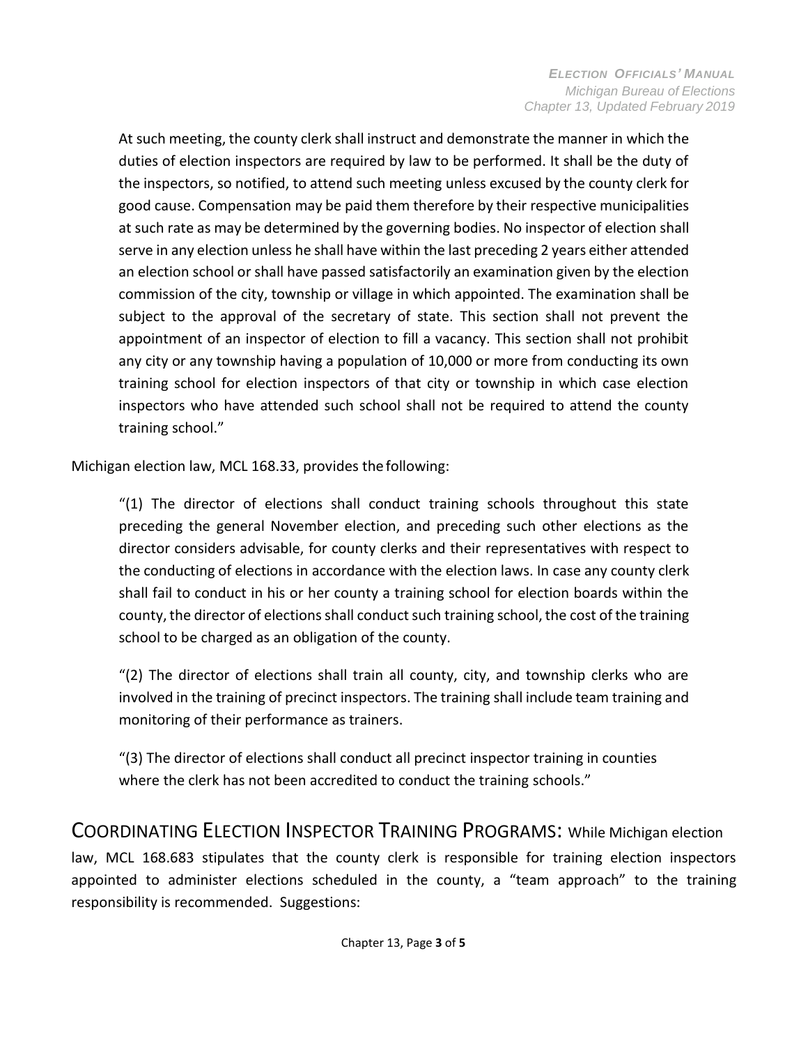> At such meeting, the county clerk shall instruct and demonstrate the manner in which the duties of election inspectors are required by law to be performed. It shall be the duty of the inspectors, so notified, to attend such meeting unless excused by the county clerk for good cause. Compensation may be paid them therefore by their respective municipalities at such rate as may be determined by the governing bodies. No inspector of election shall serve in any election unless he shall have within the last preceding 2 years either attended an election school or shall have passed satisfactorily an examination given by the election commission of the city, township or village in which appointed. The examination shall be subject to the approval of the secretary of state. This section shall not prevent the appointment of an inspector of election to fill a vacancy. This section shall not prohibit any city or any township having a population of 10,000 or more from conducting its own training school for election inspectors of that city or township in which case election inspectors who have attended such school shall not be required to attend the county training school."

Michigan election law, MCL 168.33, provides the following:

> "(1) The director of elections shall conduct training schools throughout this state preceding the general November election, and preceding such other elections as the director considers advisable, for county clerks and their representatives with respect to the conducting of elections in accordance with the election laws. In case any county clerk shall fail to conduct in his or her county a training school for election boards within the county, the director of elections shall conduct such training school, the cost of the training school to be charged as an obligation of the county.
>
> "(2) The director of elections shall train all county, city, and township clerks who are involved in the training of precinct inspectors. The training shall include team training and monitoring of their performance as trainers.
>
> "(3) The director of elections shall conduct all precinct inspector training in counties where the clerk has not been accredited to conduct the training schools."

## COORDINATING ELECTION INSPECTOR TRAINING PROGRAMS:

While Michigan election law, MCL 168.683 stipulates that the county clerk is responsible for training election inspectors appointed to administer elections scheduled in the county, a "team approach" to the training responsibility is recommended. Suggestions: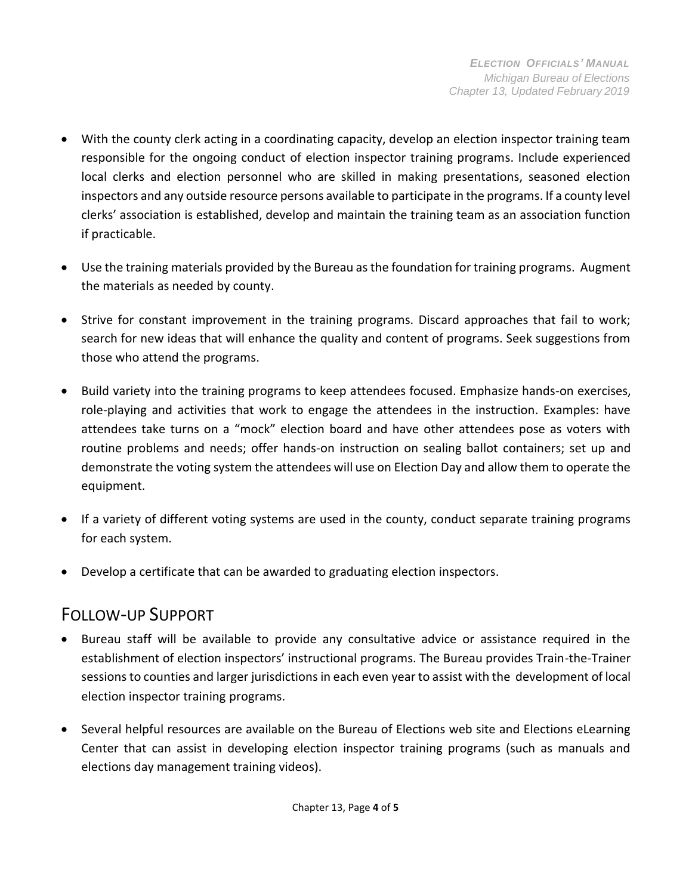- With the county clerk acting in a coordinating capacity, develop an election inspector training team responsible for the ongoing conduct of election inspector training programs. Include experienced local clerks and election personnel who are skilled in making presentations, seasoned election inspectors and any outside resource persons available to participate in the programs. If a county level clerks' association is established, develop and maintain the training team as an association function if practicable.

- Use the training materials provided by the Bureau as the foundation for training programs. Augment the materials as needed by county.

- Strive for constant improvement in the training programs. Discard approaches that fail to work; search for new ideas that will enhance the quality and content of programs. Seek suggestions from those who attend the programs.

- Build variety into the training programs to keep attendees focused. Emphasize hands-on exercises, role-playing and activities that work to engage the attendees in the instruction. Examples: have attendees take turns on a "mock" election board and have other attendees pose as voters with routine problems and needs; offer hands-on instruction on sealing ballot containers; set up and demonstrate the voting system the attendees will use on Election Day and allow them to operate the equipment.

- If a variety of different voting systems are used in the county, conduct separate training programs for each system.

- Develop a certificate that can be awarded to graduating election inspectors.

## Follow-up Support

- Bureau staff will be available to provide any consultative advice or assistance required in the establishment of election inspectors' instructional programs. The Bureau provides Train-the-Trainer sessions to counties and larger jurisdictions in each even year to assist with the development of local election inspector training programs.

- Several helpful resources are available on the Bureau of Elections web site and Elections eLearning Center that can assist in developing election inspector training programs (such as manuals and elections day management training videos).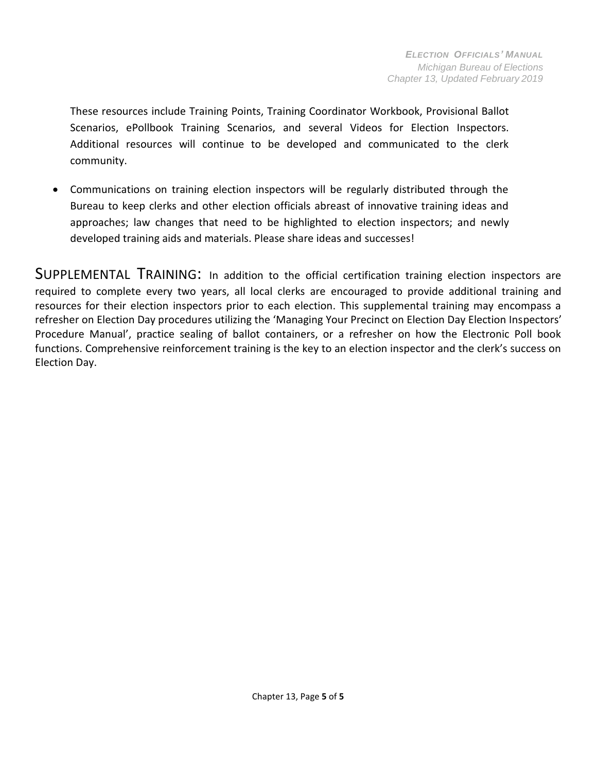These resources include Training Points, Training Coordinator Workbook, Provisional Ballot Scenarios, ePollbook Training Scenarios, and several Videos for Election Inspectors. Additional resources will continue to be developed and communicated to the clerk community.

- Communications on training election inspectors will be regularly distributed through the Bureau to keep clerks and other election officials abreast of innovative training ideas and approaches; law changes that need to be highlighted to election inspectors; and newly developed training aids and materials. Please share ideas and successes!

**SUPPLEMENTAL TRAINING:** In addition to the official certification training election inspectors are required to complete every two years, all local clerks are encouraged to provide additional training and resources for their election inspectors prior to each election. This supplemental training may encompass a refresher on Election Day procedures utilizing the 'Managing Your Precinct on Election Day Election Inspectors' Procedure Manual', practice sealing of ballot containers, or a refresher on how the Electronic Poll book functions. Comprehensive reinforcement training is the key to an election inspector and the clerk's success on Election Day.